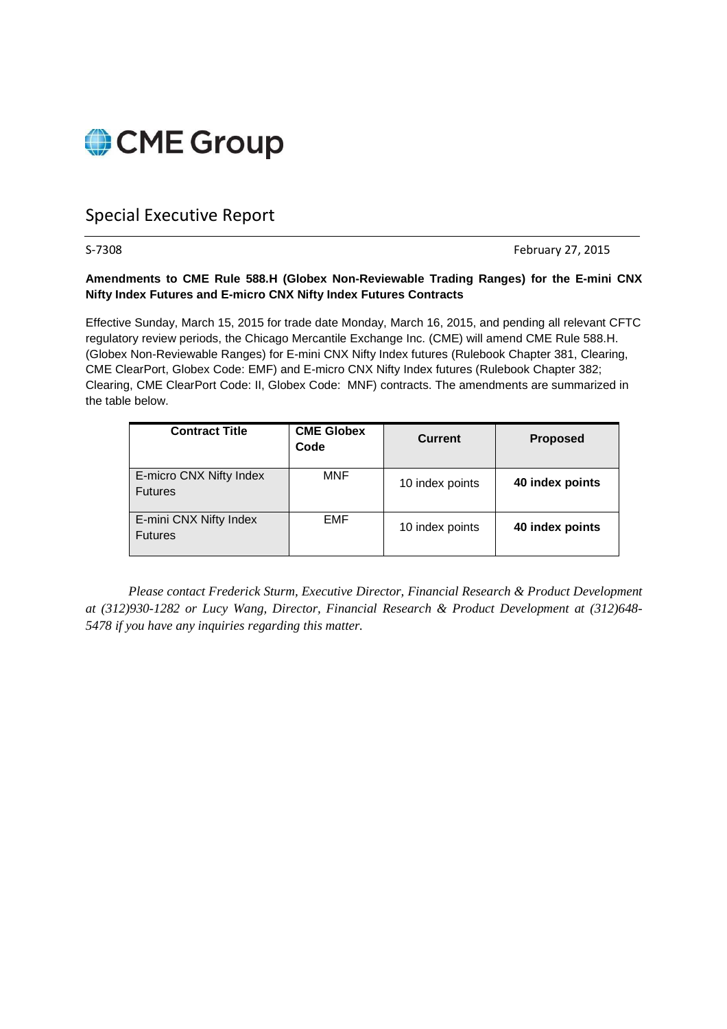# CME Group

## Special Executive Report

S-7308 February 27, 2015

**Amendments to CME Rule 588.H (Globex Non-Reviewable Trading Ranges) for the E-mini CNX Nifty Index Futures and E-micro CNX Nifty Index Futures Contracts**

Effective Sunday, March 15, 2015 for trade date Monday, March 16, 2015, and pending all relevant CFTC regulatory review periods, the Chicago Mercantile Exchange Inc. (CME) will amend CME Rule 588.H. (Globex Non-Reviewable Ranges) for E-mini CNX Nifty Index futures (Rulebook Chapter 381, Clearing, CME ClearPort, Globex Code: EMF) and E-micro CNX Nifty Index futures (Rulebook Chapter 382; Clearing, CME ClearPort Code: II, Globex Code: MNF) contracts. The amendments are summarized in the table below.

| Contract Title | CME Globex Code | Current | Proposed |
|---|---|---|---|
| E-micro CNX Nifty Index Futures | MNF | 10 index points | **40 index points** |
| E-mini CNX Nifty Index Futures | EMF | 10 index points | **40 index points** |

*Please contact Frederick Sturm, Executive Director, Financial Research & Product Development at (312)930-1282 or Lucy Wang, Director, Financial Research & Product Development at (312)648-5478 if you have any inquiries regarding this matter.*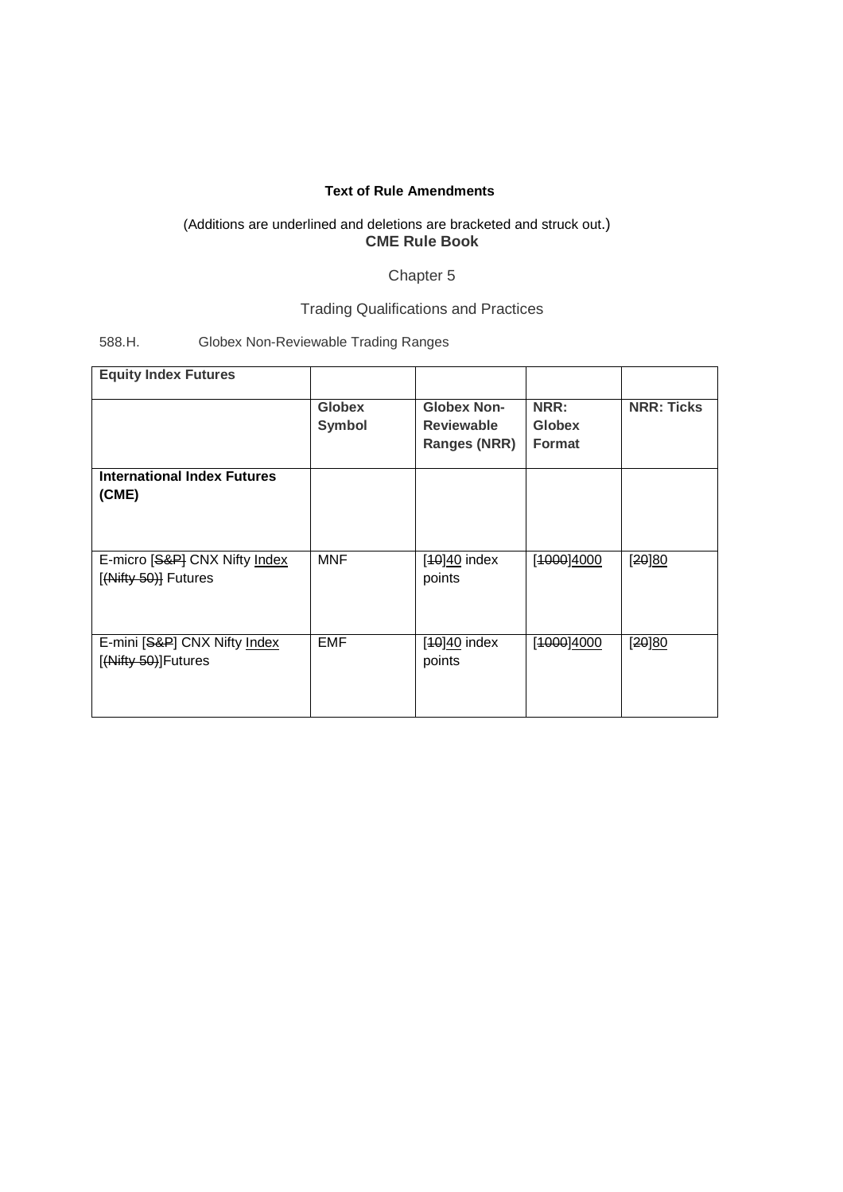**Text of Rule Amendments**

(Additions are underlined and deletions are bracketed and struck out.)

**CME Rule Book**

Chapter 5

Trading Qualifications and Practices

588.H. Globex Non-Reviewable Trading Ranges

| **Equity Index Futures** | | | | |
|---|---|---|---|---|
| | **Globex Symbol** | **Globex Non-Reviewable Ranges (NRR)** | **NRR: Globex Format** | **NRR: Ticks** |
| **International Index Futures (CME)** | | | | |
| E-micro [~~S&P~~] CNX Nifty <u>Index</u> [~~(Nifty 50)~~] Futures | MNF | [~~10~~]<u>40</u> index points | [~~1000~~]<u>4000</u> | [~~20~~]<u>80</u> |
| E-mini [~~S&P~~] CNX Nifty <u>Index</u> [~~(Nifty 50)~~]Futures | EMF | [~~10~~]<u>40</u> index points | [~~1000~~]<u>4000</u> | [~~20~~]<u>80</u> |